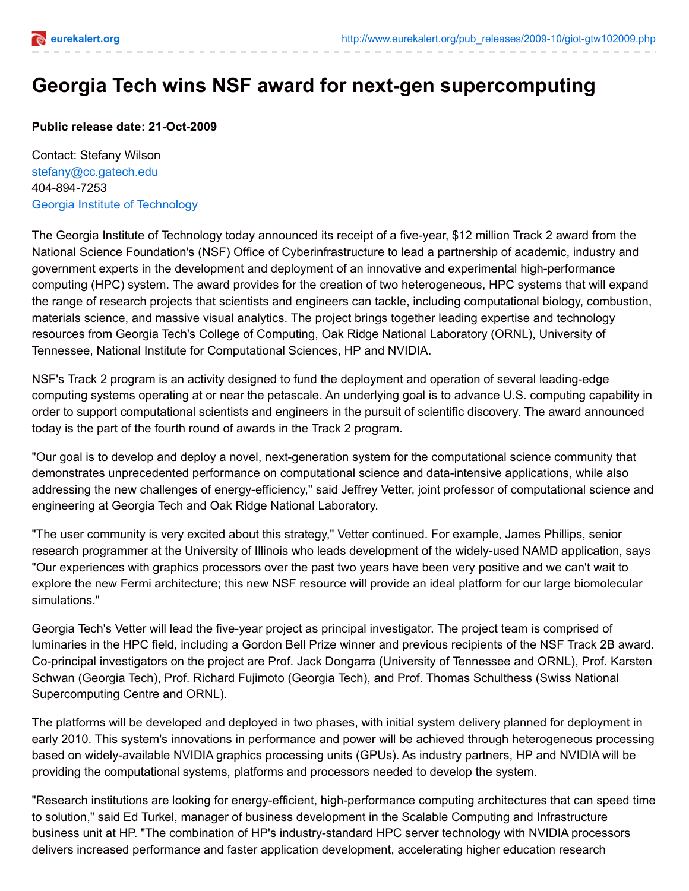# Georgia Tech wins NSF award for next-gen supercomputing

**Public release date: 21-Oct-2009**

Contact: Stefany Wilson
stefany@cc.gatech.edu
404-894-7253
Georgia Institute of Technology

The Georgia Institute of Technology today announced its receipt of a five-year, $12 million Track 2 award from the National Science Foundation's (NSF) Office of Cyberinfrastructure to lead a partnership of academic, industry and government experts in the development and deployment of an innovative and experimental high-performance computing (HPC) system. The award provides for the creation of two heterogeneous, HPC systems that will expand the range of research projects that scientists and engineers can tackle, including computational biology, combustion, materials science, and massive visual analytics. The project brings together leading expertise and technology resources from Georgia Tech's College of Computing, Oak Ridge National Laboratory (ORNL), University of Tennessee, National Institute for Computational Sciences, HP and NVIDIA.

NSF's Track 2 program is an activity designed to fund the deployment and operation of several leading-edge computing systems operating at or near the petascale. An underlying goal is to advance U.S. computing capability in order to support computational scientists and engineers in the pursuit of scientific discovery. The award announced today is the part of the fourth round of awards in the Track 2 program.

"Our goal is to develop and deploy a novel, next-generation system for the computational science community that demonstrates unprecedented performance on computational science and data-intensive applications, while also addressing the new challenges of energy-efficiency," said Jeffrey Vetter, joint professor of computational science and engineering at Georgia Tech and Oak Ridge National Laboratory.

"The user community is very excited about this strategy," Vetter continued. For example, James Phillips, senior research programmer at the University of Illinois who leads development of the widely-used NAMD application, says "Our experiences with graphics processors over the past two years have been very positive and we can't wait to explore the new Fermi architecture; this new NSF resource will provide an ideal platform for our large biomolecular simulations."

Georgia Tech's Vetter will lead the five-year project as principal investigator. The project team is comprised of luminaries in the HPC field, including a Gordon Bell Prize winner and previous recipients of the NSF Track 2B award. Co-principal investigators on the project are Prof. Jack Dongarra (University of Tennessee and ORNL), Prof. Karsten Schwan (Georgia Tech), Prof. Richard Fujimoto (Georgia Tech), and Prof. Thomas Schulthess (Swiss National Supercomputing Centre and ORNL).

The platforms will be developed and deployed in two phases, with initial system delivery planned for deployment in early 2010. This system's innovations in performance and power will be achieved through heterogeneous processing based on widely-available NVIDIA graphics processing units (GPUs). As industry partners, HP and NVIDIA will be providing the computational systems, platforms and processors needed to develop the system.

"Research institutions are looking for energy-efficient, high-performance computing architectures that can speed time to solution," said Ed Turkel, manager of business development in the Scalable Computing and Infrastructure business unit at HP. "The combination of HP's industry-standard HPC server technology with NVIDIA processors delivers increased performance and faster application development, accelerating higher education research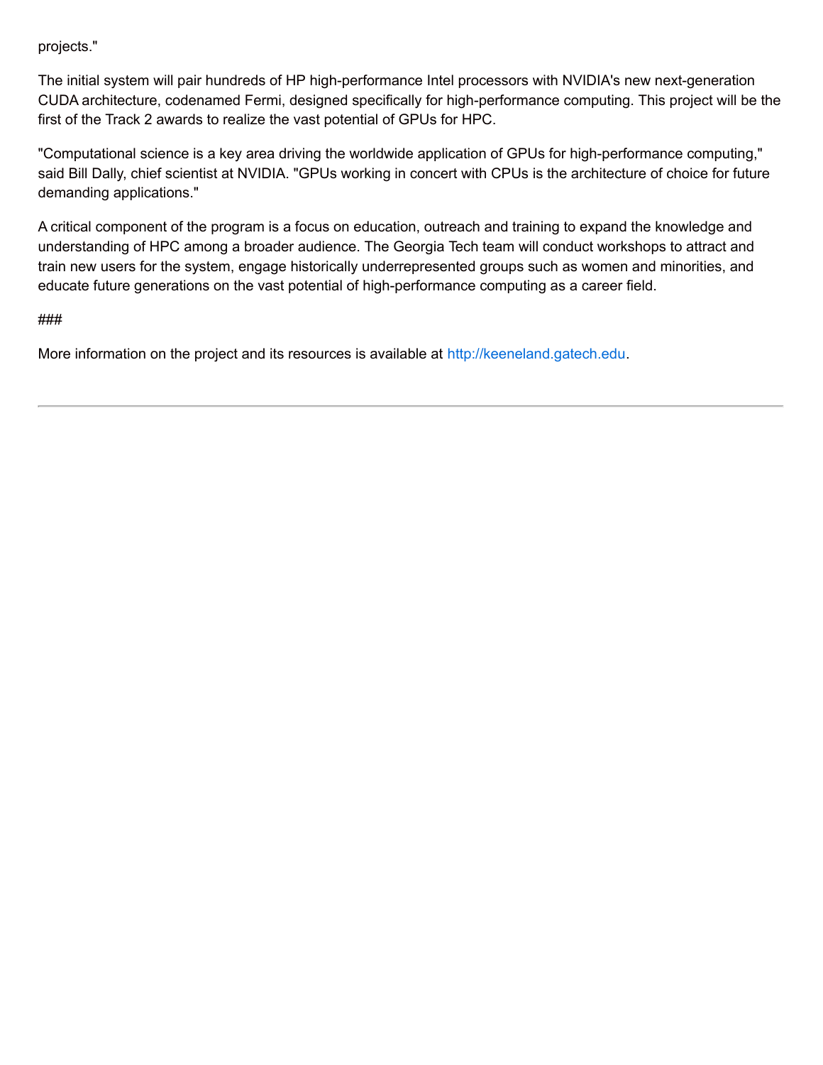projects."

The initial system will pair hundreds of HP high-performance Intel processors with NVIDIA's new next-generation CUDA architecture, codenamed Fermi, designed specifically for high-performance computing. This project will be the first of the Track 2 awards to realize the vast potential of GPUs for HPC.

"Computational science is a key area driving the worldwide application of GPUs for high-performance computing," said Bill Dally, chief scientist at NVIDIA. "GPUs working in concert with CPUs is the architecture of choice for future demanding applications."

A critical component of the program is a focus on education, outreach and training to expand the knowledge and understanding of HPC among a broader audience. The Georgia Tech team will conduct workshops to attract and train new users for the system, engage historically underrepresented groups such as women and minorities, and educate future generations on the vast potential of high-performance computing as a career field.

###

More information on the project and its resources is available at http://keeneland.gatech.edu.

---